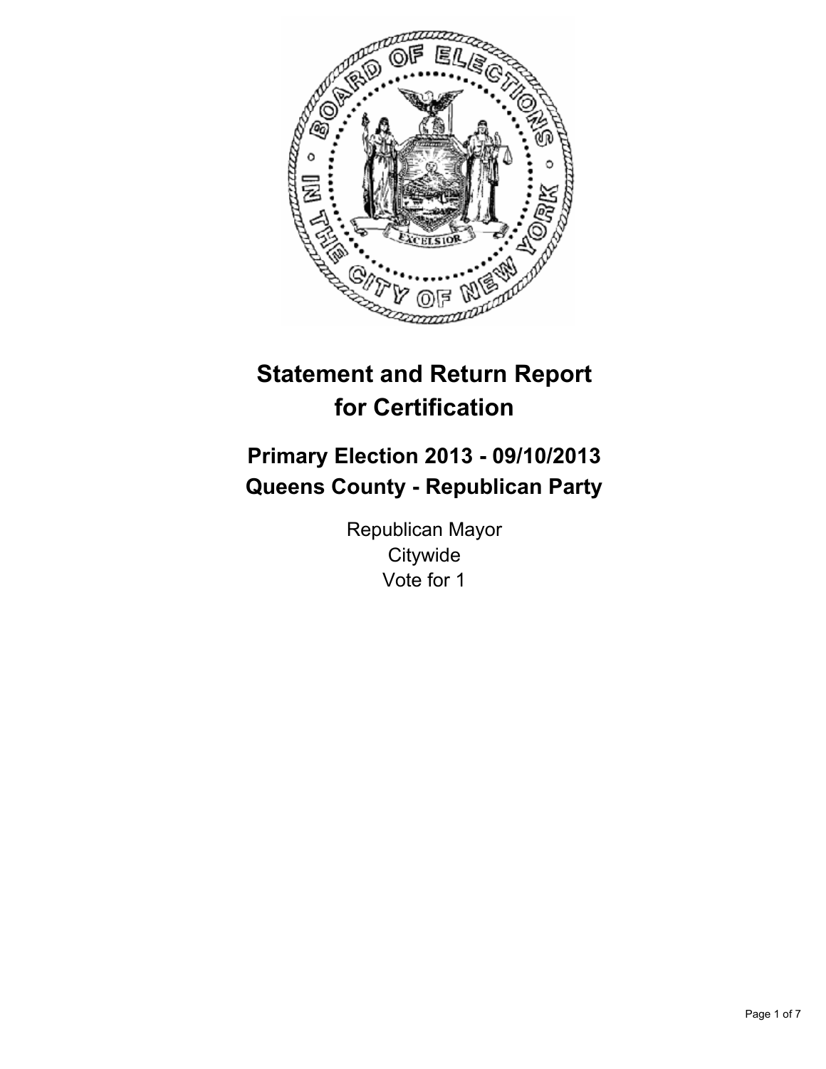# Statement and Return Report for Certification

## Primary Election 2013 - 09/10/2013
## Queens County - Republican Party

Republican Mayor
Citywide
Vote for 1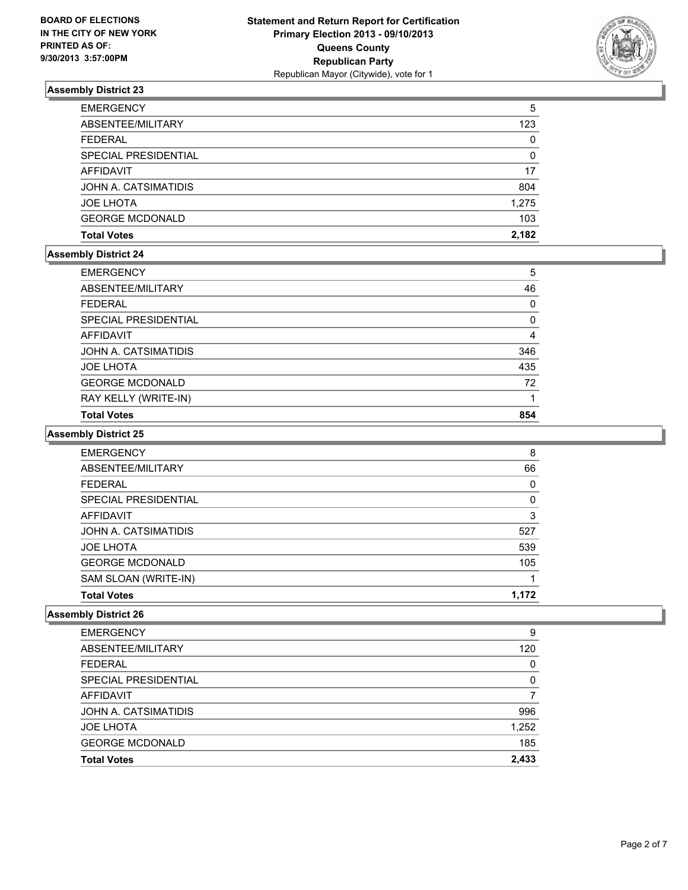BOARD OF ELECTIONS
IN THE CITY OF NEW YORK
PRINTED AS OF:
9/30/2013 3:57:00PM

**Statement and Return Report for Certification**
**Primary Election 2013 - 09/10/2013**
**Queens County**
**Republican Party**
Republican Mayor (Citywide), vote for 1

### Assembly District 23

| | |
|---|---|
| EMERGENCY | 5 |
| ABSENTEE/MILITARY | 123 |
| FEDERAL | 0 |
| SPECIAL PRESIDENTIAL | 0 |
| AFFIDAVIT | 17 |
| JOHN A. CATSIMATIDIS | 804 |
| JOE LHOTA | 1,275 |
| GEORGE MCDONALD | 103 |
| **Total Votes** | **2,182** |

### Assembly District 24

| | |
|---|---|
| EMERGENCY | 5 |
| ABSENTEE/MILITARY | 46 |
| FEDERAL | 0 |
| SPECIAL PRESIDENTIAL | 0 |
| AFFIDAVIT | 4 |
| JOHN A. CATSIMATIDIS | 346 |
| JOE LHOTA | 435 |
| GEORGE MCDONALD | 72 |
| RAY KELLY (WRITE-IN) | 1 |
| **Total Votes** | **854** |

### Assembly District 25

| | |
|---|---|
| EMERGENCY | 8 |
| ABSENTEE/MILITARY | 66 |
| FEDERAL | 0 |
| SPECIAL PRESIDENTIAL | 0 |
| AFFIDAVIT | 3 |
| JOHN A. CATSIMATIDIS | 527 |
| JOE LHOTA | 539 |
| GEORGE MCDONALD | 105 |
| SAM SLOAN (WRITE-IN) | 1 |
| **Total Votes** | **1,172** |

### Assembly District 26

| | |
|---|---|
| EMERGENCY | 9 |
| ABSENTEE/MILITARY | 120 |
| FEDERAL | 0 |
| SPECIAL PRESIDENTIAL | 0 |
| AFFIDAVIT | 7 |
| JOHN A. CATSIMATIDIS | 996 |
| JOE LHOTA | 1,252 |
| GEORGE MCDONALD | 185 |
| **Total Votes** | **2,433** |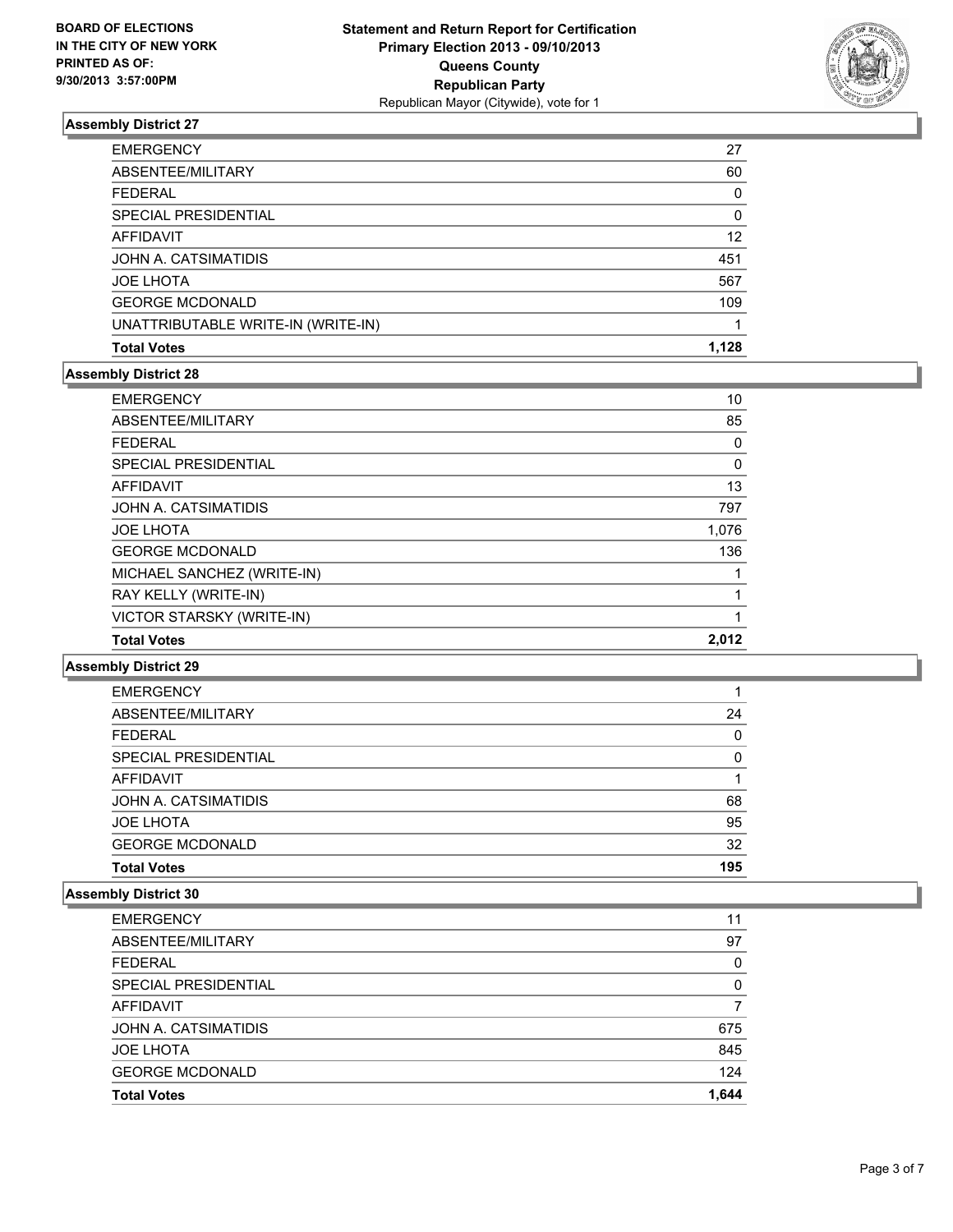BOARD OF ELECTIONS
IN THE CITY OF NEW YORK
PRINTED AS OF:
9/30/2013 3:57:00PM

**Statement and Return Report for Certification**
**Primary Election 2013 - 09/10/2013**
**Queens County**
**Republican Party**
Republican Mayor (Citywide), vote for 1

### Assembly District 27

| | |
|---|---|
| EMERGENCY | 27 |
| ABSENTEE/MILITARY | 60 |
| FEDERAL | 0 |
| SPECIAL PRESIDENTIAL | 0 |
| AFFIDAVIT | 12 |
| JOHN A. CATSIMATIDIS | 451 |
| JOE LHOTA | 567 |
| GEORGE MCDONALD | 109 |
| UNATTRIBUTABLE WRITE-IN (WRITE-IN) | 1 |
| **Total Votes** | **1,128** |

### Assembly District 28

| | |
|---|---|
| EMERGENCY | 10 |
| ABSENTEE/MILITARY | 85 |
| FEDERAL | 0 |
| SPECIAL PRESIDENTIAL | 0 |
| AFFIDAVIT | 13 |
| JOHN A. CATSIMATIDIS | 797 |
| JOE LHOTA | 1,076 |
| GEORGE MCDONALD | 136 |
| MICHAEL SANCHEZ (WRITE-IN) | 1 |
| RAY KELLY (WRITE-IN) | 1 |
| VICTOR STARSKY (WRITE-IN) | 1 |
| **Total Votes** | **2,012** |

### Assembly District 29

| | |
|---|---|
| EMERGENCY | 1 |
| ABSENTEE/MILITARY | 24 |
| FEDERAL | 0 |
| SPECIAL PRESIDENTIAL | 0 |
| AFFIDAVIT | 1 |
| JOHN A. CATSIMATIDIS | 68 |
| JOE LHOTA | 95 |
| GEORGE MCDONALD | 32 |
| **Total Votes** | **195** |

### Assembly District 30

| | |
|---|---|
| EMERGENCY | 11 |
| ABSENTEE/MILITARY | 97 |
| FEDERAL | 0 |
| SPECIAL PRESIDENTIAL | 0 |
| AFFIDAVIT | 7 |
| JOHN A. CATSIMATIDIS | 675 |
| JOE LHOTA | 845 |
| GEORGE MCDONALD | 124 |
| **Total Votes** | **1,644** |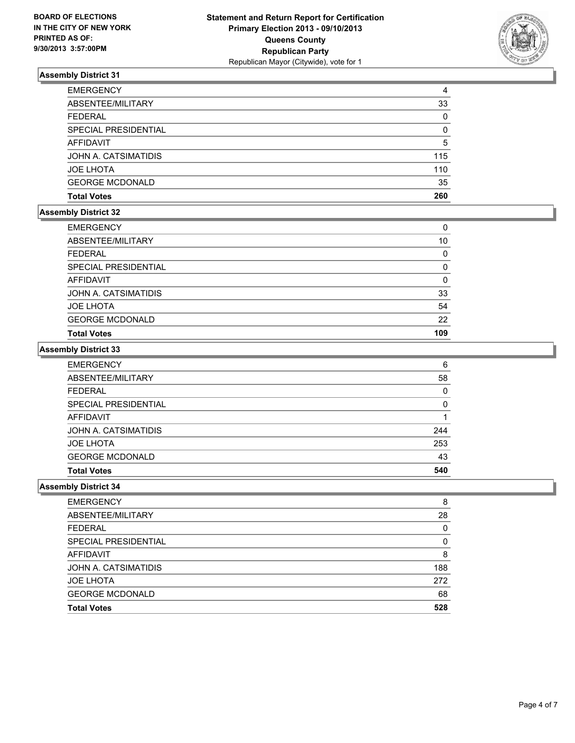**BOARD OF ELECTIONS IN THE CITY OF NEW YORK PRINTED AS OF: 9/30/2013 3:57:00PM**

**Statement and Return Report for Certification Primary Election 2013 - 09/10/2013 Queens County Republican Party**

Republican Mayor (Citywide), vote for 1

### Assembly District 31

| | |
|---|---|
| EMERGENCY | 4 |
| ABSENTEE/MILITARY | 33 |
| FEDERAL | 0 |
| SPECIAL PRESIDENTIAL | 0 |
| AFFIDAVIT | 5 |
| JOHN A. CATSIMATIDIS | 115 |
| JOE LHOTA | 110 |
| GEORGE MCDONALD | 35 |
| **Total Votes** | **260** |

### Assembly District 32

| | |
|---|---|
| EMERGENCY | 0 |
| ABSENTEE/MILITARY | 10 |
| FEDERAL | 0 |
| SPECIAL PRESIDENTIAL | 0 |
| AFFIDAVIT | 0 |
| JOHN A. CATSIMATIDIS | 33 |
| JOE LHOTA | 54 |
| GEORGE MCDONALD | 22 |
| **Total Votes** | **109** |

### Assembly District 33

| | |
|---|---|
| EMERGENCY | 6 |
| ABSENTEE/MILITARY | 58 |
| FEDERAL | 0 |
| SPECIAL PRESIDENTIAL | 0 |
| AFFIDAVIT | 1 |
| JOHN A. CATSIMATIDIS | 244 |
| JOE LHOTA | 253 |
| GEORGE MCDONALD | 43 |
| **Total Votes** | **540** |

### Assembly District 34

| | |
|---|---|
| EMERGENCY | 8 |
| ABSENTEE/MILITARY | 28 |
| FEDERAL | 0 |
| SPECIAL PRESIDENTIAL | 0 |
| AFFIDAVIT | 8 |
| JOHN A. CATSIMATIDIS | 188 |
| JOE LHOTA | 272 |
| GEORGE MCDONALD | 68 |
| **Total Votes** | **528** |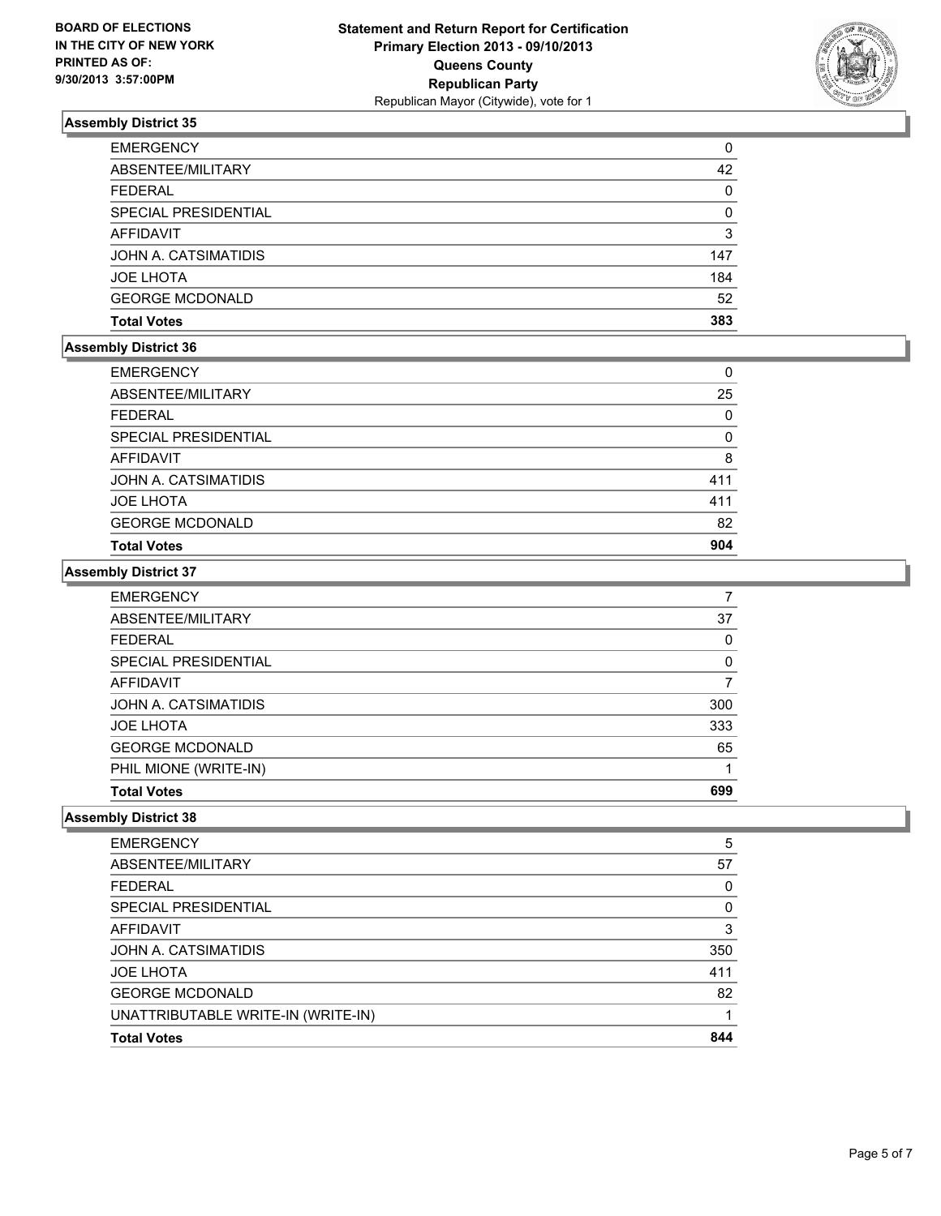**BOARD OF ELECTIONS IN THE CITY OF NEW YORK PRINTED AS OF: 9/30/2013 3:57:00PM**

**Statement and Return Report for Certification Primary Election 2013 - 09/10/2013 Queens County Republican Party**

Republican Mayor (Citywide), vote for 1

### Assembly District 35

| | |
|---|---|
| EMERGENCY | 0 |
| ABSENTEE/MILITARY | 42 |
| FEDERAL | 0 |
| SPECIAL PRESIDENTIAL | 0 |
| AFFIDAVIT | 3 |
| JOHN A. CATSIMATIDIS | 147 |
| JOE LHOTA | 184 |
| GEORGE MCDONALD | 52 |
| **Total Votes** | **383** |

### Assembly District 36

| | |
|---|---|
| EMERGENCY | 0 |
| ABSENTEE/MILITARY | 25 |
| FEDERAL | 0 |
| SPECIAL PRESIDENTIAL | 0 |
| AFFIDAVIT | 8 |
| JOHN A. CATSIMATIDIS | 411 |
| JOE LHOTA | 411 |
| GEORGE MCDONALD | 82 |
| **Total Votes** | **904** |

### Assembly District 37

| | |
|---|---|
| EMERGENCY | 7 |
| ABSENTEE/MILITARY | 37 |
| FEDERAL | 0 |
| SPECIAL PRESIDENTIAL | 0 |
| AFFIDAVIT | 7 |
| JOHN A. CATSIMATIDIS | 300 |
| JOE LHOTA | 333 |
| GEORGE MCDONALD | 65 |
| PHIL MIONE (WRITE-IN) | 1 |
| **Total Votes** | **699** |

### Assembly District 38

| | |
|---|---|
| EMERGENCY | 5 |
| ABSENTEE/MILITARY | 57 |
| FEDERAL | 0 |
| SPECIAL PRESIDENTIAL | 0 |
| AFFIDAVIT | 3 |
| JOHN A. CATSIMATIDIS | 350 |
| JOE LHOTA | 411 |
| GEORGE MCDONALD | 82 |
| UNATTRIBUTABLE WRITE-IN (WRITE-IN) | 1 |
| **Total Votes** | **844** |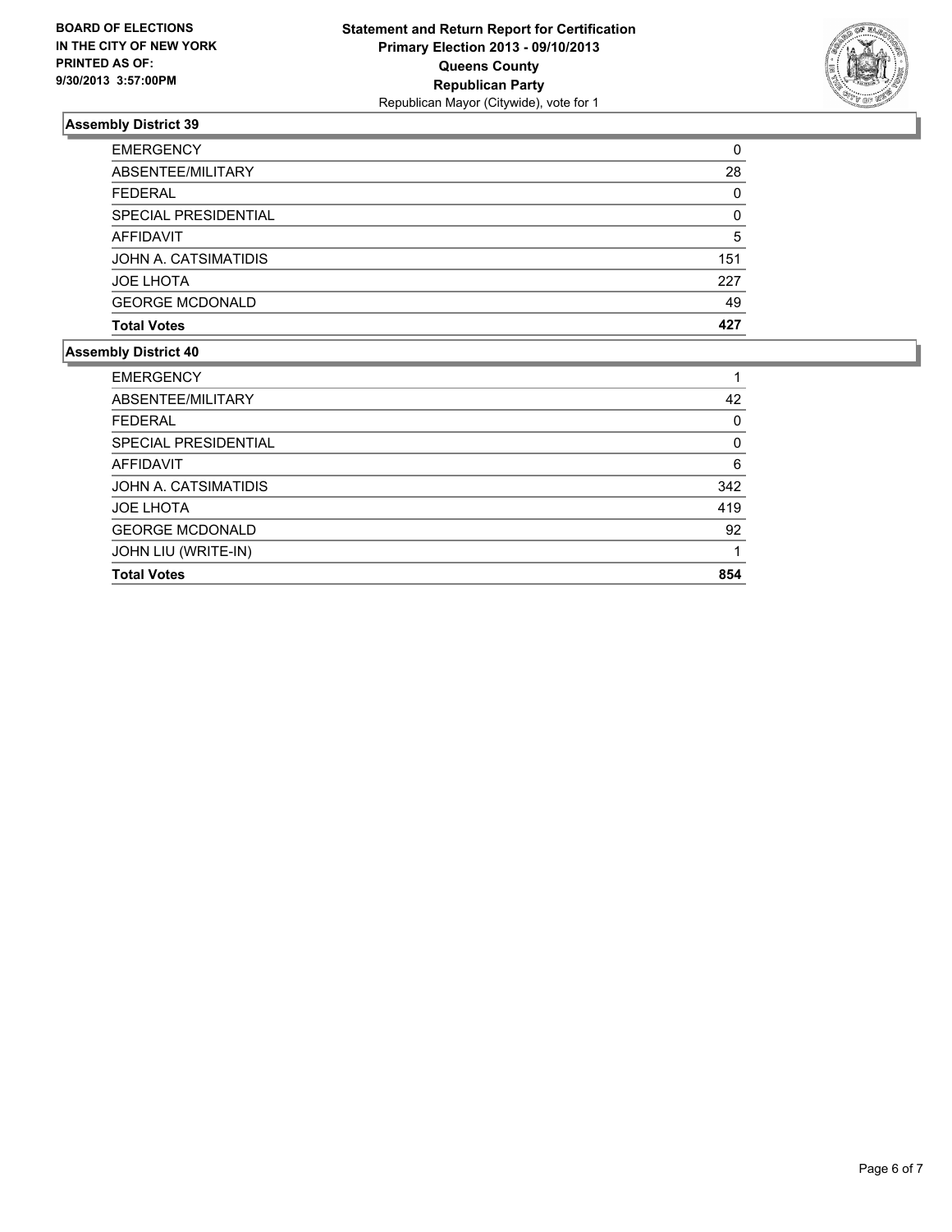BOARD OF ELECTIONS
IN THE CITY OF NEW YORK
PRINTED AS OF:
9/30/2013 3:57:00PM

**Statement and Return Report for Certification**
**Primary Election 2013 - 09/10/2013**
**Queens County**
**Republican Party**
Republican Mayor (Citywide), vote for 1

### Assembly District 39

| | |
|---|---|
| EMERGENCY | 0 |
| ABSENTEE/MILITARY | 28 |
| FEDERAL | 0 |
| SPECIAL PRESIDENTIAL | 0 |
| AFFIDAVIT | 5 |
| JOHN A. CATSIMATIDIS | 151 |
| JOE LHOTA | 227 |
| GEORGE MCDONALD | 49 |
| **Total Votes** | **427** |

### Assembly District 40

| | |
|---|---|
| EMERGENCY | 1 |
| ABSENTEE/MILITARY | 42 |
| FEDERAL | 0 |
| SPECIAL PRESIDENTIAL | 0 |
| AFFIDAVIT | 6 |
| JOHN A. CATSIMATIDIS | 342 |
| JOE LHOTA | 419 |
| GEORGE MCDONALD | 92 |
| JOHN LIU (WRITE-IN) | 1 |
| **Total Votes** | **854** |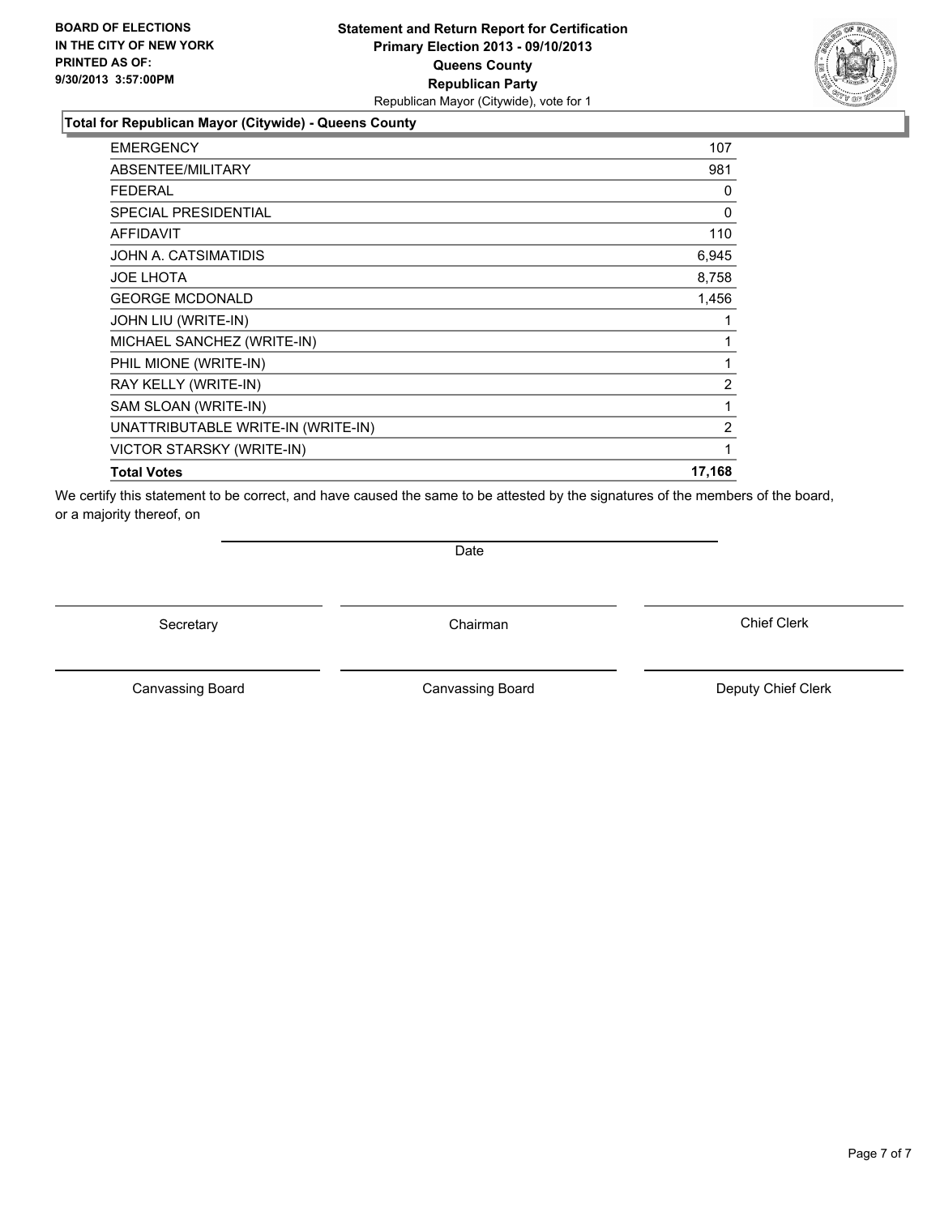**BOARD OF ELECTIONS**
**IN THE CITY OF NEW YORK**
**PRINTED AS OF:**
**9/30/2013 3:57:00PM**

**Statement and Return Report for Certification**
**Primary Election 2013 - 09/10/2013**
**Queens County**
**Republican Party**
Republican Mayor (Citywide), vote for 1

**Total for Republican Mayor (Citywide) - Queens County**

| | |
|---|---|
| EMERGENCY | 107 |
| ABSENTEE/MILITARY | 981 |
| FEDERAL | 0 |
| SPECIAL PRESIDENTIAL | 0 |
| AFFIDAVIT | 110 |
| JOHN A. CATSIMATIDIS | 6,945 |
| JOE LHOTA | 8,758 |
| GEORGE MCDONALD | 1,456 |
| JOHN LIU (WRITE-IN) | 1 |
| MICHAEL SANCHEZ (WRITE-IN) | 1 |
| PHIL MIONE (WRITE-IN) | 1 |
| RAY KELLY (WRITE-IN) | 2 |
| SAM SLOAN (WRITE-IN) | 1 |
| UNATTRIBUTABLE WRITE-IN (WRITE-IN) | 2 |
| VICTOR STARSKY (WRITE-IN) | 1 |
| **Total Votes** | **17,168** |

We certify this statement to be correct, and have caused the same to be attested by the signatures of the members of the board, or a majority thereof, on

Date

Secretary          Chairman          Chief Clerk

Canvassing Board          Canvassing Board          Deputy Chief Clerk